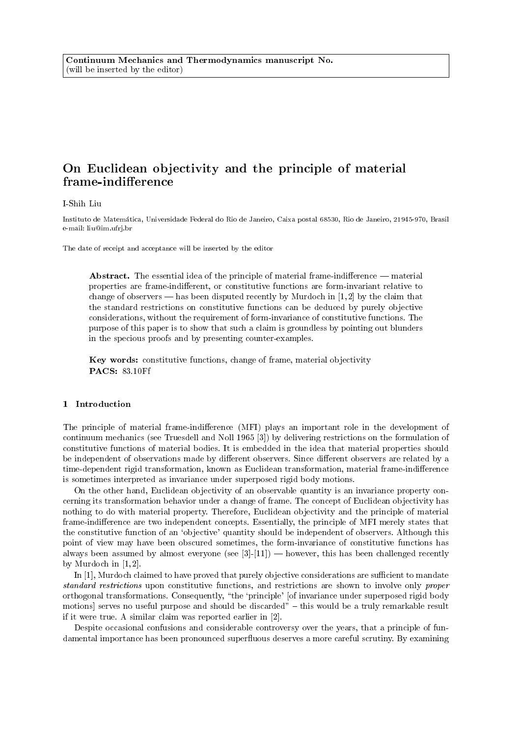**Continuum Mechanics and Thermodynamics manuscript No.**
(will be inserted by the editor)

# On Euclidean objectivity and the principle of material frame-indifference

I-Shih Liu

Instituto de Matemática, Universidade Federal do Rio de Janeiro, Caixa postal 68530, Rio de Janeiro, 21945-970, Brasil
e-mail: liu@im.ufrj.br

The date of receipt and acceptance will be inserted by the editor

**Abstract.** The essential idea of the principle of material frame-indifference — material properties are frame-indifferent, or constitutive functions are form-invariant relative to change of observers — has been disputed recently by Murdoch in [1,2] by the claim that the standard restrictions on constitutive functions can be deduced by purely objective considerations, without the requirement of form-invariance of constitutive functions. The purpose of this paper is to show that such a claim is groundless by pointing out blunders in the specious proofs and by presenting counter-examples.

**Key words:** constitutive functions, change of frame, material objectivity
**PACS:** 83.10Ff

## 1 Introduction

The principle of material frame-indifference (MFI) plays an important role in the development of continuum mechanics (see Truesdell and Noll 1965 [3]) by delivering restrictions on the formulation of constitutive functions of material bodies. It is embedded in the idea that material properties should be independent of observations made by different observers. Since different observers are related by a time-dependent rigid transformation, known as Euclidean transformation, material frame-indifference is sometimes interpreted as invariance under superposed rigid body motions.

On the other hand, Euclidean objectivity of an observable quantity is an invariance property concerning its transformation behavior under a change of frame. The concept of Euclidean objectivity has nothing to do with material property. Therefore, Euclidean objectivity and the principle of material frame-indifference are two independent concepts. Essentially, the principle of MFI merely states that the constitutive function of an 'objective' quantity should be independent of observers. Although this point of view may have been obscured sometimes, the form-invariance of constitutive functions has always been assumed by almost everyone (see [3]-[11]) — however, this has been challenged recently by Murdoch in [1,2].

In [1], Murdoch claimed to have proved that purely objective considerations are sufficient to mandate *standard restrictions* upon constitutive functions, and restrictions are shown to involve only *proper* orthogonal transformations. Consequently, "the 'principle' [of invariance under superposed rigid body motions] serves no useful purpose and should be discarded" – this would be a truly remarkable result if it were true. A similar claim was reported earlier in [2].

Despite occasional confusions and considerable controversy over the years, that a principle of fundamental importance has been pronounced superfluous deserves a more careful scrutiny. By examining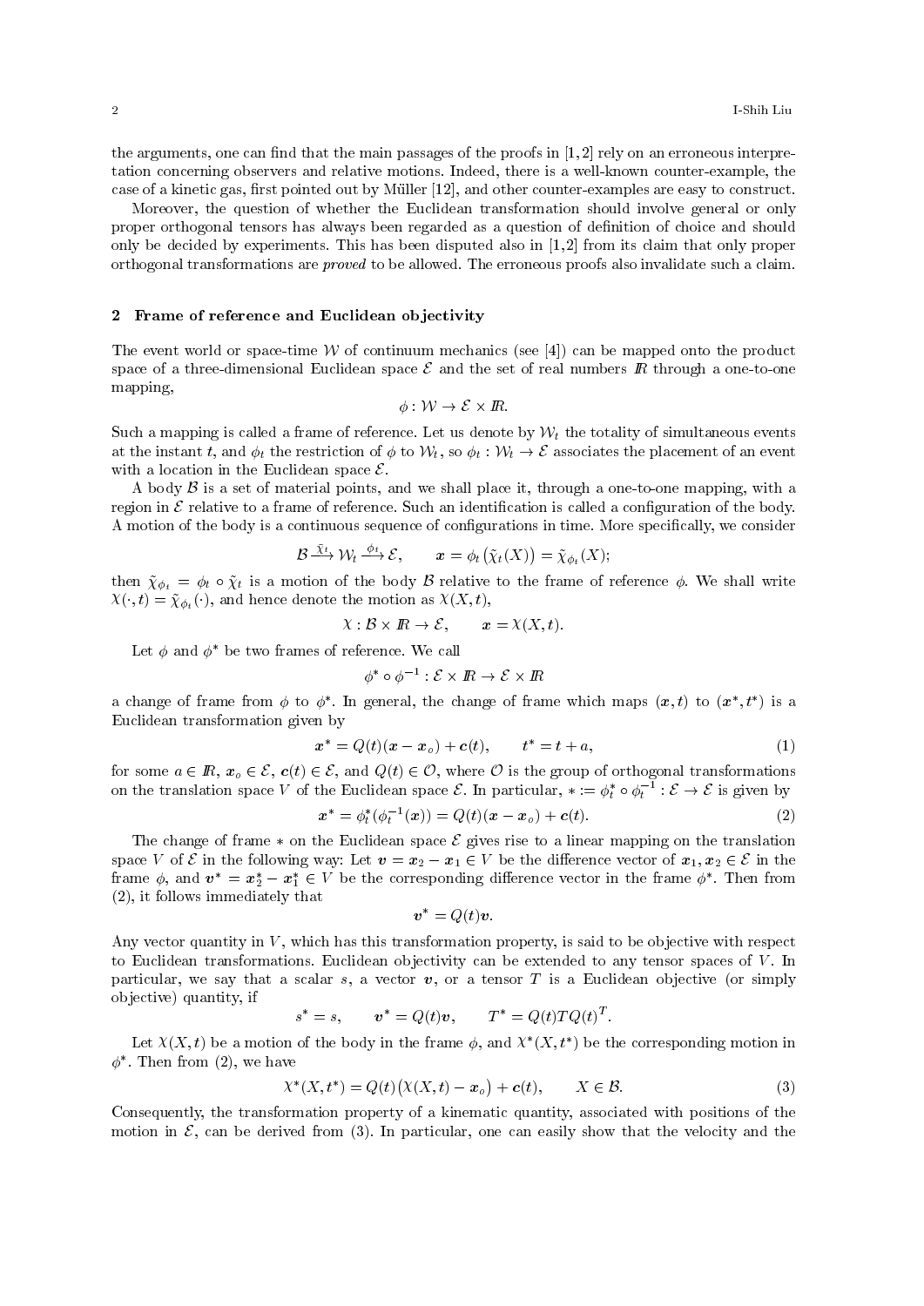the arguments, one can find that the main passages of the proofs in [1,2] rely on an erroneous interpretation concerning observers and relative motions. Indeed, there is a well-known counter-example, the case of a kinetic gas, first pointed out by Müller [12], and other counter-examples are easy to construct.

Moreover, the question of whether the Euclidean transformation should involve general or only proper orthogonal tensors has always been regarded as a question of definition of choice and should only be decided by experiments. This has been disputed also in [1,2] from its claim that only proper orthogonal transformations are *proved* to be allowed. The erroneous proofs also invalidate such a claim.

## 2 Frame of reference and Euclidean objectivity

The event world or space-time $\mathcal{W}$ of continuum mechanics (see [4]) can be mapped onto the product space of a three-dimensional Euclidean space $\mathcal{E}$ and the set of real numbers $I\!R$ through a one-to-one mapping,

$$\phi : \mathcal{W} \to \mathcal{E} \times I\!R.$$

Such a mapping is called a frame of reference. Let us denote by $\mathcal{W}_t$ the totality of simultaneous events at the instant $t$, and $\phi_t$ the restriction of $\phi$ to $\mathcal{W}_t$, so $\phi_t : \mathcal{W}_t \to \mathcal{E}$ associates the placement of an event with a location in the Euclidean space $\mathcal{E}$.

A body $\mathcal{B}$ is a set of material points, and we shall place it, through a one-to-one mapping, with a region in $\mathcal{E}$ relative to a frame of reference. Such an identification is called a configuration of the body. A motion of the body is a continuous sequence of configurations in time. More specifically, we consider

$$\mathcal{B} \xrightarrow{\tilde{\chi}_t} \mathcal{W}_t \xrightarrow{\phi_t} \mathcal{E}, \qquad \boldsymbol{x} = \phi_t\big(\tilde{\chi}_t(X)\big) = \tilde{\chi}_{\phi_t}(X);$$

then $\tilde{\chi}_{\phi_t} = \phi_t \circ \tilde{\chi}_t$ is a motion of the body $\mathcal{B}$ relative to the frame of reference $\phi$. We shall write $\chi(\cdot, t) = \tilde{\chi}_{\phi_t}(\cdot)$, and hence denote the motion as $\chi(X, t)$,

$$\chi : \mathcal{B} \times I\!R \to \mathcal{E}, \qquad \boldsymbol{x} = \chi(X, t).$$

Let $\phi$ and $\phi^*$ be two frames of reference. We call

$$\phi^* \circ \phi^{-1} : \mathcal{E} \times I\!R \to \mathcal{E} \times I\!R$$

a change of frame from $\phi$ to $\phi^*$. In general, the change of frame which maps $(\boldsymbol{x}, t)$ to $(\boldsymbol{x}^*, t^*)$ is a Euclidean transformation given by

$$\boldsymbol{x}^* = Q(t)(\boldsymbol{x} - \boldsymbol{x}_o) + \boldsymbol{c}(t), \qquad t^* = t + a, \tag{1}$$

for some $a \in I\!R$, $\boldsymbol{x}_o \in \mathcal{E}$, $\boldsymbol{c}(t) \in \mathcal{E}$, and $Q(t) \in \mathcal{O}$, where $\mathcal{O}$ is the group of orthogonal transformations on the translation space $V$ of the Euclidean space $\mathcal{E}$. In particular, $* := \phi_t^* \circ \phi_t^{-1} : \mathcal{E} \to \mathcal{E}$ is given by

$$\boldsymbol{x}^* = \phi_t^*(\phi_t^{-1}(\boldsymbol{x})) = Q(t)(\boldsymbol{x} - \boldsymbol{x}_o) + \boldsymbol{c}(t). \tag{2}$$

The change of frame $*$ on the Euclidean space $\mathcal{E}$ gives rise to a linear mapping on the translation space $V$ of $\mathcal{E}$ in the following way: Let $\boldsymbol{v} = \boldsymbol{x}_2 - \boldsymbol{x}_1 \in V$ be the difference vector of $\boldsymbol{x}_1, \boldsymbol{x}_2 \in \mathcal{E}$ in the frame $\phi$, and $\boldsymbol{v}^* = \boldsymbol{x}_2^* - \boldsymbol{x}_1^* \in V$ be the corresponding difference vector in the frame $\phi^*$. Then from (2), it follows immediately that

$$\boldsymbol{v}^* = Q(t)\boldsymbol{v}.$$

Any vector quantity in $V$, which has this transformation property, is said to be objective with respect to Euclidean transformations. Euclidean objectivity can be extended to any tensor spaces of $V$. In particular, we say that a scalar $s$, a vector $\boldsymbol{v}$, or a tensor $T$ is a Euclidean objective (or simply objective) quantity, if

$$s^* = s, \qquad \boldsymbol{v}^* = Q(t)\boldsymbol{v}, \qquad T^* = Q(t)TQ(t)^T.$$

Let $\chi(X, t)$ be a motion of the body in the frame $\phi$, and $\chi^*(X, t^*)$ be the corresponding motion in $\phi^*$. Then from (2), we have

$$\chi^*(X, t^*) = Q(t)\big(\chi(X, t) - \boldsymbol{x}_o\big) + \boldsymbol{c}(t), \qquad X \in \mathcal{B}. \tag{3}$$

Consequently, the transformation property of a kinematic quantity, associated with positions of the motion in $\mathcal{E}$, can be derived from (3). In particular, one can easily show that the velocity and the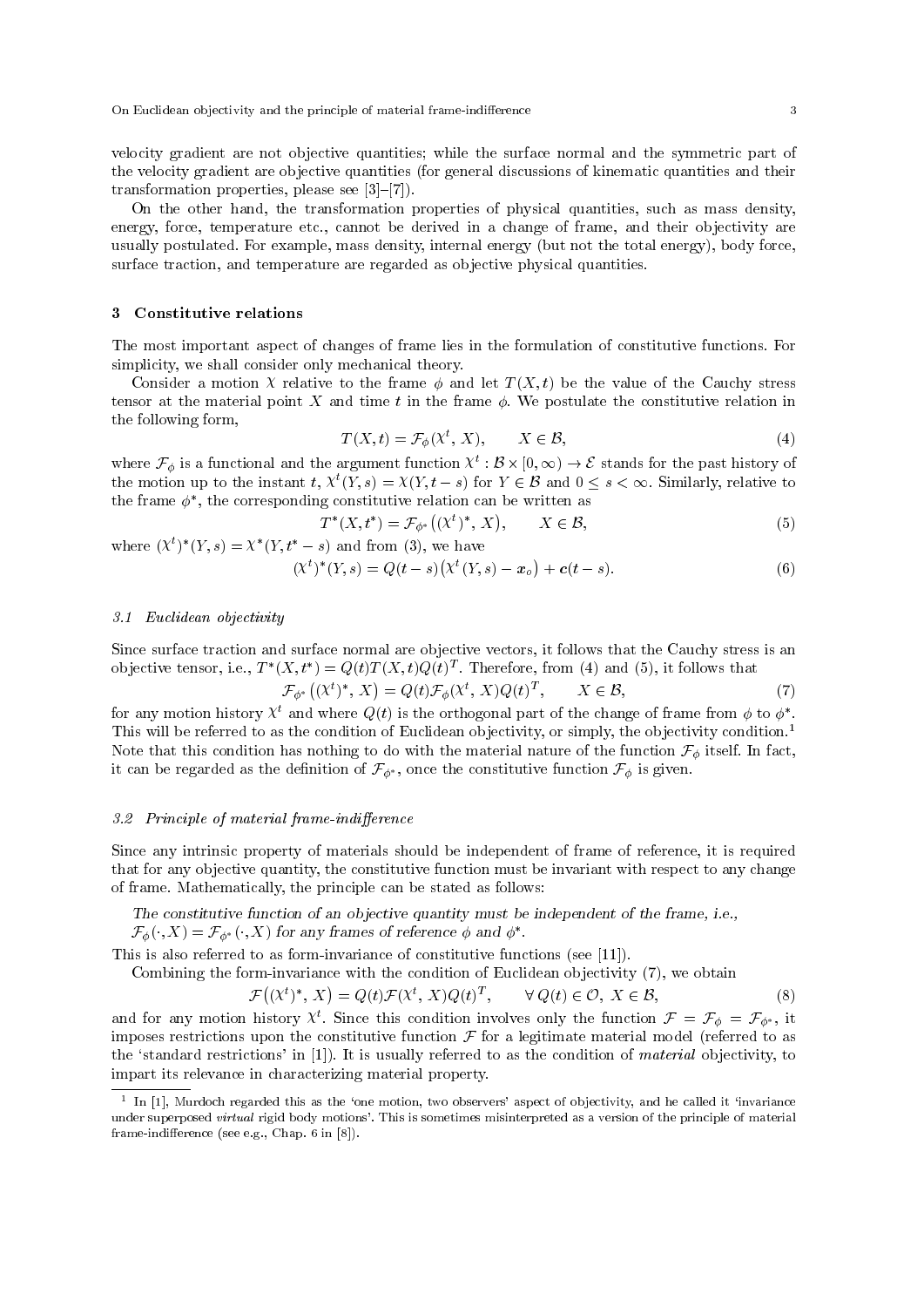velocity gradient are not objective quantities; while the surface normal and the symmetric part of the velocity gradient are objective quantities (for general discussions of kinematic quantities and their transformation properties, please see [3]–[7]).

On the other hand, the transformation properties of physical quantities, such as mass density, energy, force, temperature etc., cannot be derived in a change of frame, and their objectivity are usually postulated. For example, mass density, internal energy (but not the total energy), body force, surface traction, and temperature are regarded as objective physical quantities.

## 3 Constitutive relations

The most important aspect of changes of frame lies in the formulation of constitutive functions. For simplicity, we shall consider only mechanical theory.

Consider a motion $\chi$ relative to the frame $\phi$ and let $T(X,t)$ be the value of the Cauchy stress tensor at the material point $X$ and time $t$ in the frame $\phi$. We postulate the constitutive relation in the following form,

$$T(X,t) = \mathcal{F}_\phi(\chi^t, X), \qquad X \in \mathcal{B}, \tag{4}$$

where $\mathcal{F}_\phi$ is a functional and the argument function $\chi^t : \mathcal{B} \times [0,\infty) \to \mathcal{E}$ stands for the past history of the motion up to the instant $t$, $\chi^t(Y,s) = \chi(Y,t-s)$ for $Y \in \mathcal{B}$ and $0 \le s < \infty$. Similarly, relative to the frame $\phi^*$, the corresponding constitutive relation can be written as

$$T^*(X,t^*) = \mathcal{F}_{\phi^*}\big((\chi^t)^*, X\big), \qquad X \in \mathcal{B}, \tag{5}$$

where $(\chi^t)^*(Y,s) = \chi^*(Y,t^*-s)$ and from (3), we have

$$(\chi^t)^*(Y,s) = Q(t-s)\big(\chi^t(Y,s) - \boldsymbol{x}_o\big) + \boldsymbol{c}(t-s). \tag{6}$$

### 3.1 Euclidean objectivity

Since surface traction and surface normal are objective vectors, it follows that the Cauchy stress is an objective tensor, i.e., $T^*(X,t^*) = Q(t)T(X,t)Q(t)^T$. Therefore, from (4) and (5), it follows that

$$\mathcal{F}_{\phi^*}\big((\chi^t)^*, X\big) = Q(t)\mathcal{F}_\phi(\chi^t, X)Q(t)^T, \qquad X \in \mathcal{B}, \tag{7}$$

for any motion history $\chi^t$ and where $Q(t)$ is the orthogonal part of the change of frame from $\phi$ to $\phi^*$. This will be referred to as the condition of Euclidean objectivity, or simply, the objectivity condition.[1] Note that this condition has nothing to do with the material nature of the function $\mathcal{F}_\phi$ itself. In fact, it can be regarded as the definition of $\mathcal{F}_{\phi^*}$, once the constitutive function $\mathcal{F}_\phi$ is given.

### 3.2 Principle of material frame-indifference

Since any intrinsic property of materials should be independent of frame of reference, it is required that for any objective quantity, the constitutive function must be invariant with respect to any change of frame. Mathematically, the principle can be stated as follows:

*The constitutive function of an objective quantity must be independent of the frame, i.e., $\mathcal{F}_\phi(\cdot, X) = \mathcal{F}_{\phi^*}(\cdot, X)$ for any frames of reference $\phi$ and $\phi^*$.*

This is also referred to as form-invariance of constitutive functions (see [11]).

Combining the form-invariance with the condition of Euclidean objectivity (7), we obtain

$$\mathcal{F}\big((\chi^t)^*, X\big) = Q(t)\mathcal{F}(\chi^t, X)Q(t)^T, \qquad \forall\, Q(t) \in \mathcal{O},\ X \in \mathcal{B}, \tag{8}$$

and for any motion history $\chi^t$. Since this condition involves only the function $\mathcal{F} = \mathcal{F}_\phi = \mathcal{F}_{\phi^*}$, it imposes restrictions upon the constitutive function $\mathcal{F}$ for a legitimate material model (referred to as the 'standard restrictions' in [1]). It is usually referred to as the condition of *material* objectivity, to impart its relevance in characterizing material property.

[1] In [1], Murdoch regarded this as the 'one motion, two observers' aspect of objectivity, and he called it 'invariance under superposed *virtual* rigid body motions'. This is sometimes misinterpreted as a version of the principle of material frame-indifference (see e.g., Chap. 6 in [8]).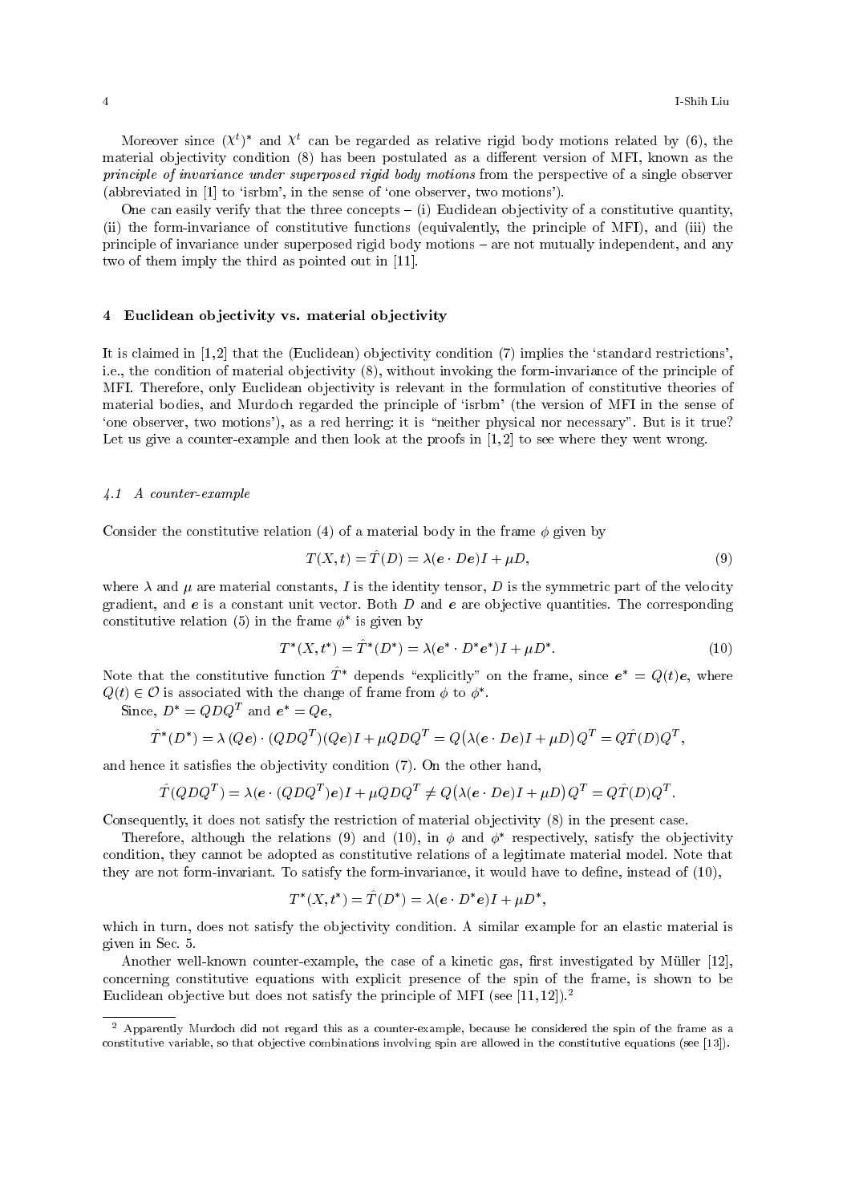Moreover since $(\mathcal{X}^t)^*$ and $\mathcal{X}^t$ can be regarded as relative rigid body motions related by (6), the material objectivity condition (8) has been postulated as a different version of MFI, known as the *principle of invariance under superposed rigid body motions* from the perspective of a single observer (abbreviated in [1] to 'isrbm', in the sense of 'one observer, two motions').

One can easily verify that the three concepts – (i) Euclidean objectivity of a constitutive quantity, (ii) the form-invariance of constitutive functions (equivalently, the principle of MFI), and (iii) the principle of invariance under superposed rigid body motions – are not mutually independent, and any two of them imply the third as pointed out in [11].

## 4 Euclidean objectivity vs. material objectivity

It is claimed in [1,2] that the (Euclidean) objectivity condition (7) implies the 'standard restrictions', i.e., the condition of material objectivity (8), without invoking the form-invariance of the principle of MFI. Therefore, only Euclidean objectivity is relevant in the formulation of constitutive theories of material bodies, and Murdoch regarded the principle of 'isrbm' (the version of MFI in the sense of 'one observer, two motions'), as a red herring: it is "neither physical nor necessary". But is it true? Let us give a counter-example and then look at the proofs in [1,2] to see where they went wrong.

### *4.1 A counter-example*

Consider the constitutive relation (4) of a material body in the frame $\phi$ given by

$$T(X,t) = \hat{T}(D) = \lambda(\boldsymbol{e}\cdot D\boldsymbol{e})I + \mu D, \tag{9}$$

where $\lambda$ and $\mu$ are material constants, $I$ is the identity tensor, $D$ is the symmetric part of the velocity gradient, and $\boldsymbol{e}$ is a constant unit vector. Both $D$ and $\boldsymbol{e}$ are objective quantities. The corresponding constitutive relation (5) in the frame $\phi^*$ is given by

$$T^*(X,t^*) = \hat{T}^*(D^*) = \lambda(\boldsymbol{e}^*\cdot D^*\boldsymbol{e}^*)I + \mu D^*. \tag{10}$$

Note that the constitutive function $\hat{T}^*$ depends "explicitly" on the frame, since $\boldsymbol{e}^* = Q(t)\boldsymbol{e}$, where $Q(t) \in \mathcal{O}$ is associated with the change of frame from $\phi$ to $\phi^*$.

Since, $D^* = QDQ^T$ and $\boldsymbol{e}^* = Q\boldsymbol{e}$,

$$\hat{T}^*(D^*) = \lambda\,(Q\boldsymbol{e})\cdot(QDQ^T)(Q\boldsymbol{e})I + \mu QDQ^T = Q\big(\lambda(\boldsymbol{e}\cdot D\boldsymbol{e})I + \mu D\big)Q^T = Q\hat{T}(D)Q^T,$$

and hence it satisfies the objectivity condition (7). On the other hand,

$$\hat{T}(QDQ^T) = \lambda(\boldsymbol{e}\cdot(QDQ^T)\boldsymbol{e})I + \mu QDQ^T \neq Q\big(\lambda(\boldsymbol{e}\cdot D\boldsymbol{e})I + \mu D\big)Q^T = Q\hat{T}(D)Q^T.$$

Consequently, it does not satisfy the restriction of material objectivity (8) in the present case.

Therefore, although the relations (9) and (10), in $\phi$ and $\phi^*$ respectively, satisfy the objectivity condition, they cannot be adopted as constitutive relations of a legitimate material model. Note that they are not form-invariant. To satisfy the form-invariance, it would have to define, instead of (10),

$$T^*(X,t^*) = \hat{T}(D^*) = \lambda(\boldsymbol{e}\cdot D^*\boldsymbol{e})I + \mu D^*,$$

which in turn, does not satisfy the objectivity condition. A similar example for an elastic material is given in Sec. 5.

Another well-known counter-example, the case of a kinetic gas, first investigated by Müller [12], concerning constitutive equations with explicit presence of the spin of the frame, is shown to be Euclidean objective but does not satisfy the principle of MFI (see [11,12]).[2]

[2] Apparently Murdoch did not regard this as a counter-example, because he considered the spin of the frame as a constitutive variable, so that objective combinations involving spin are allowed in the constitutive equations (see [13]).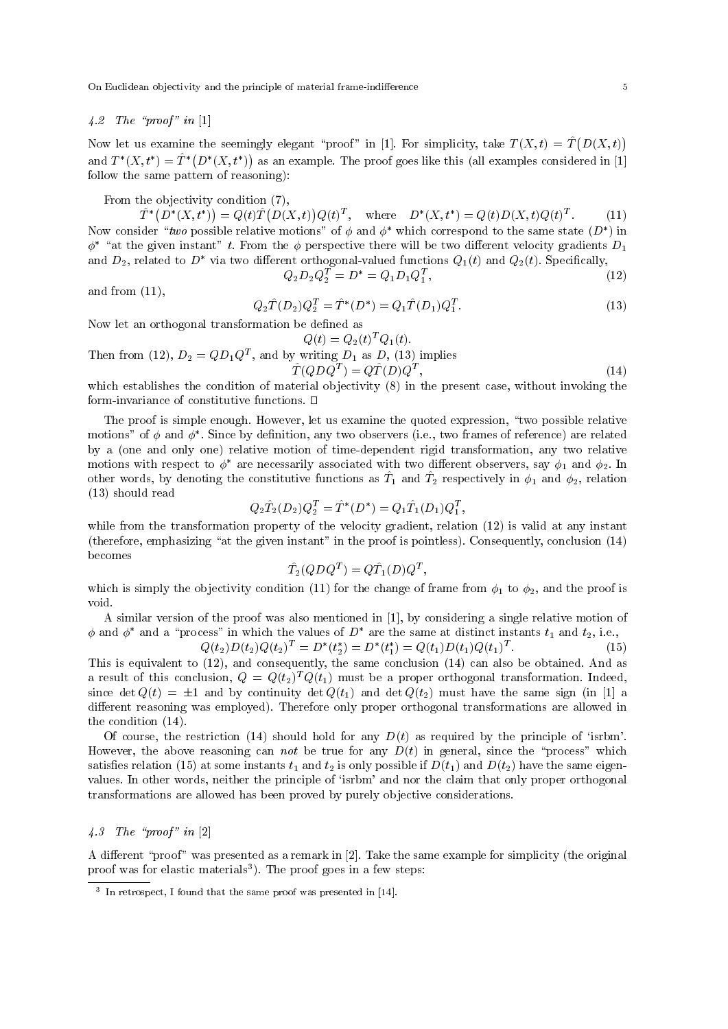### 4.2 The "proof" in [1]

Now let us examine the seemingly elegant "proof" in [1]. For simplicity, take $T(X,t) = \hat{T}\big(D(X,t)\big)$ and $T^*(X,t^*) = \hat{T}^*\big(D^*(X,t^*)\big)$ as an example. The proof goes like this (all examples considered in [1] follow the same pattern of reasoning):

From the objectivity condition (7),

$$\hat{T}^*\big(D^*(X,t^*)\big) = Q(t)\hat{T}\big(D(X,t)\big)Q(t)^T, \quad \text{where} \quad D^*(X,t^*) = Q(t)D(X,t)Q(t)^T. \tag{11}$$

Now consider "*two* possible relative motions" of $\phi$ and $\phi^*$ which correspond to the same state $(D^*)$ in $\phi^*$ "at the given instant" $t$. From the $\phi$ perspective there will be two different velocity gradients $D_1$ and $D_2$, related to $D^*$ via two different orthogonal-valued functions $Q_1(t)$ and $Q_2(t)$. Specifically,

$$Q_2 D_2 Q_2^T = D^* = Q_1 D_1 Q_1^T, \tag{12}$$

and from (11),

$$Q_2 \hat{T}(D_2) Q_2^T = \hat{T}^*(D^*) = Q_1 \hat{T}(D_1) Q_1^T. \tag{13}$$

Now let an orthogonal transformation be defined as

$$Q(t) = Q_2(t)^T Q_1(t).$$

Then from (12), $D_2 = Q D_1 Q^T$, and by writing $D_1$ as $D$, (13) implies

$$\hat{T}(QDQ^T) = Q\hat{T}(D)Q^T, \tag{14}$$

which establishes the condition of material objectivity (8) in the present case, without invoking the form-invariance of constitutive functions. □

The proof is simple enough. However, let us examine the quoted expression, "two possible relative motions" of $\phi$ and $\phi^*$. Since by definition, any two observers (i.e., two frames of reference) are related by a (one and only one) relative motion of time-dependent rigid transformation, any two relative motions with respect to $\phi^*$ are necessarily associated with two different observers, say $\phi_1$ and $\phi_2$. In other words, by denoting the constitutive functions as $\hat{T}_1$ and $\hat{T}_2$ respectively in $\phi_1$ and $\phi_2$, relation (13) should read

$$Q_2 \hat{T}_2(D_2) Q_2^T = \hat{T}^*(D^*) = Q_1 \hat{T}_1(D_1) Q_1^T,$$

while from the transformation property of the velocity gradient, relation (12) is valid at any instant (therefore, emphasizing "at the given instant" in the proof is pointless). Consequently, conclusion (14) becomes

$$\hat{T}_2(QDQ^T) = Q\hat{T}_1(D)Q^T,$$

which is simply the objectivity condition (11) for the change of frame from $\phi_1$ to $\phi_2$, and the proof is void.

A similar version of the proof was also mentioned in [1], by considering a single relative motion of $\phi$ and $\phi^*$ and a "process" in which the values of $D^*$ are the same at distinct instants $t_1$ and $t_2$, i.e.,

$$Q(t_2)D(t_2)Q(t_2)^T = D^*(t_2^*) = D^*(t_1^*) = Q(t_1)D(t_1)Q(t_1)^T. \tag{15}$$

This is equivalent to (12), and consequently, the same conclusion (14) can also be obtained. And as a result of this conclusion, $Q = Q(t_2)^T Q(t_1)$ must be a proper orthogonal transformation. Indeed, since $\det Q(t) = \pm 1$ and by continuity $\det Q(t_1)$ and $\det Q(t_2)$ must have the same sign (in [1] a different reasoning was employed). Therefore only proper orthogonal transformations are allowed in the condition (14).

Of course, the restriction (14) should hold for any $D(t)$ as required by the principle of 'isrbm'. However, the above reasoning can *not* be true for any $D(t)$ in general, since the "process" which satisfies relation (15) at some instants $t_1$ and $t_2$ is only possible if $D(t_1)$ and $D(t_2)$ have the same eigenvalues. In other words, neither the principle of 'isrbm' and nor the claim that only proper orthogonal transformations are allowed has been proved by purely objective considerations.

### 4.3 The "proof" in [2]

A different "proof" was presented as a remark in [2]. Take the same example for simplicity (the original proof was for elastic materials[3]). The proof goes in a few steps:

[3] In retrospect, I found that the same proof was presented in [14].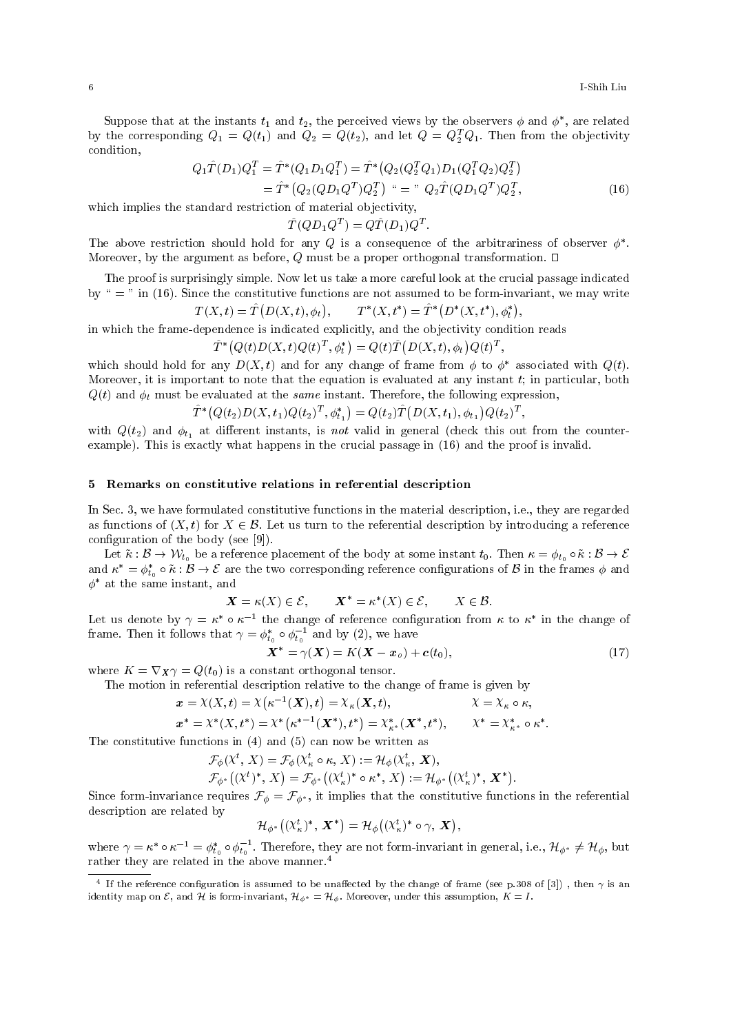Suppose that at the instants $t_1$ and $t_2$, the perceived views by the observers $\phi$ and $\phi^*$, are related by the corresponding $Q_1 = Q(t_1)$ and $Q_2 = Q(t_2)$, and let $Q = Q_2^T Q_1$. Then from the objectivity condition,

$$
\begin{aligned}
Q_1 \hat{T}(D_1) Q_1^T &= \hat{T}^*(Q_1 D_1 Q_1^T) = \hat{T}^*\big(Q_2 (Q_2^T Q_1) D_1 (Q_1^T Q_2) Q_2^T\big) \\
&= \hat{T}^*\big(Q_2 (Q D_1 Q^T) Q_2^T\big) \text{ “ = ” } Q_2 \hat{T}(Q D_1 Q^T) Q_2^T,
\end{aligned} \tag{16}
$$

which implies the standard restriction of material objectivity,

$$
\hat{T}(Q D_1 Q^T) = Q \hat{T}(D_1) Q^T.
$$

The above restriction should hold for any $Q$ is a consequence of the arbitrariness of observer $\phi^*$. Moreover, by the argument as before, $Q$ must be a proper orthogonal transformation. $\square$

The proof is surprisingly simple. Now let us take a more careful look at the crucial passage indicated by “ = ” in (16). Since the constitutive functions are not assumed to be form-invariant, we may write

$$
T(X,t) = \hat{T}\big(D(X,t), \phi_t\big), \qquad T^*(X,t^*) = \hat{T}^*\big(D^*(X,t^*), \phi_t^*\big),
$$

in which the frame-dependence is indicated explicitly, and the objectivity condition reads

$$
\hat{T}^*\big(Q(t) D(X,t) Q(t)^T, \phi_t^*\big) = Q(t) \hat{T}\big(D(X,t), \phi_t\big) Q(t)^T,
$$

which should hold for any $D(X,t)$ and for any change of frame from $\phi$ to $\phi^*$ associated with $Q(t)$. Moreover, it is important to note that the equation is evaluated at any instant $t$; in particular, both $Q(t)$ and $\phi_t$ must be evaluated at the *same* instant. Therefore, the following expression,

$$
\hat{T}^*\big(Q(t_2) D(X,t_1) Q(t_2)^T, \phi_{t_1}^*\big) = Q(t_2) \hat{T}\big(D(X,t_1), \phi_{t_1}\big) Q(t_2)^T,
$$

with $Q(t_2)$ and $\phi_{t_1}$ at different instants, is *not* valid in general (check this out from the counter-example). This is exactly what happens in the crucial passage in (16) and the proof is invalid.

## 5 Remarks on constitutive relations in referential description

In Sec. 3, we have formulated constitutive functions in the material description, i.e., they are regarded as functions of $(X,t)$ for $X \in \mathcal{B}$. Let us turn to the referential description by introducing a reference configuration of the body (see [9]).

Let $\tilde{\kappa} : \mathcal{B} \to \mathcal{W}_{t_0}$ be a reference placement of the body at some instant $t_0$. Then $\kappa = \phi_{t_0} \circ \tilde{\kappa} : \mathcal{B} \to \mathcal{E}$ and $\kappa^* = \phi_{t_0}^* \circ \tilde{\kappa} : \mathcal{B} \to \mathcal{E}$ are the two corresponding reference configurations of $\mathcal{B}$ in the frames $\phi$ and $\phi^*$ at the same instant, and

$$
\boldsymbol{X} = \kappa(X) \in \mathcal{E}, \qquad \boldsymbol{X}^* = \kappa^*(X) \in \mathcal{E}, \qquad X \in \mathcal{B}.
$$

Let us denote by $\gamma = \kappa^* \circ \kappa^{-1}$ the change of reference configuration from $\kappa$ to $\kappa^*$ in the change of frame. Then it follows that $\gamma = \phi_{t_0}^* \circ \phi_{t_0}^{-1}$ and by (2), we have

$$
\boldsymbol{X}^* = \gamma(\boldsymbol{X}) = K(\boldsymbol{X} - \boldsymbol{x}_o) + \boldsymbol{c}(t_0), \tag{17}
$$

where $K = \nabla_{\boldsymbol{X}} \gamma = Q(t_0)$ is a constant orthogonal tensor.

The motion in referential description relative to the change of frame is given by

$$
\begin{aligned}
\boldsymbol{x} &= \chi(X,t) = \chi\big(\kappa^{-1}(\boldsymbol{X}), t\big) = \chi_\kappa(\boldsymbol{X}, t), & \chi &= \chi_\kappa \circ \kappa, \\
\boldsymbol{x}^* &= \chi^*(X,t^*) = \chi^*\big(\kappa^{*-1}(\boldsymbol{X}^*), t^*\big) = \chi^*_{\kappa^*}(\boldsymbol{X}^*, t^*), & \chi^* &= \chi^*_{\kappa^*} \circ \kappa^*.
\end{aligned}
$$

The constitutive functions in (4) and (5) can now be written as

$$
\begin{aligned}
&\mathcal{F}_\phi(\chi^t, X) = \mathcal{F}_\phi(\chi^t_\kappa \circ \kappa, X) := \mathcal{H}_\phi(\chi^t_\kappa, \boldsymbol{X}), \\
&\mathcal{F}_{\phi^*}\big((\chi^t)^*, X\big) = \mathcal{F}_{\phi^*}\big((\chi^t_\kappa)^* \circ \kappa^*, X\big) := \mathcal{H}_{\phi^*}\big((\chi^t_\kappa)^*, \boldsymbol{X}^*\big).
\end{aligned}
$$

Since form-invariance requires $\mathcal{F}_\phi = \mathcal{F}_{\phi^*}$, it implies that the constitutive functions in the referential description are related by

$$
\mathcal{H}_{\phi^*}\big((\chi^t_\kappa)^*, \boldsymbol{X}^*\big) = \mathcal{H}_\phi\big((\chi^t_\kappa)^* \circ \gamma, \boldsymbol{X}\big),
$$

where $\gamma = \kappa^* \circ \kappa^{-1} = \phi_{t_0}^* \circ \phi_{t_0}^{-1}$. Therefore, they are not form-invariant in general, i.e., $\mathcal{H}_{\phi^*} \neq \mathcal{H}_\phi$, but rather they are related in the above manner.[4]

---

[4] If the reference configuration is assumed to be unaffected by the change of frame (see p.308 of [3]) , then $\gamma$ is an identity map on $\mathcal{E}$, and $\mathcal{H}$ is form-invariant, $\mathcal{H}_{\phi^*} = \mathcal{H}_\phi$. Moreover, under this assumption, $K = I$.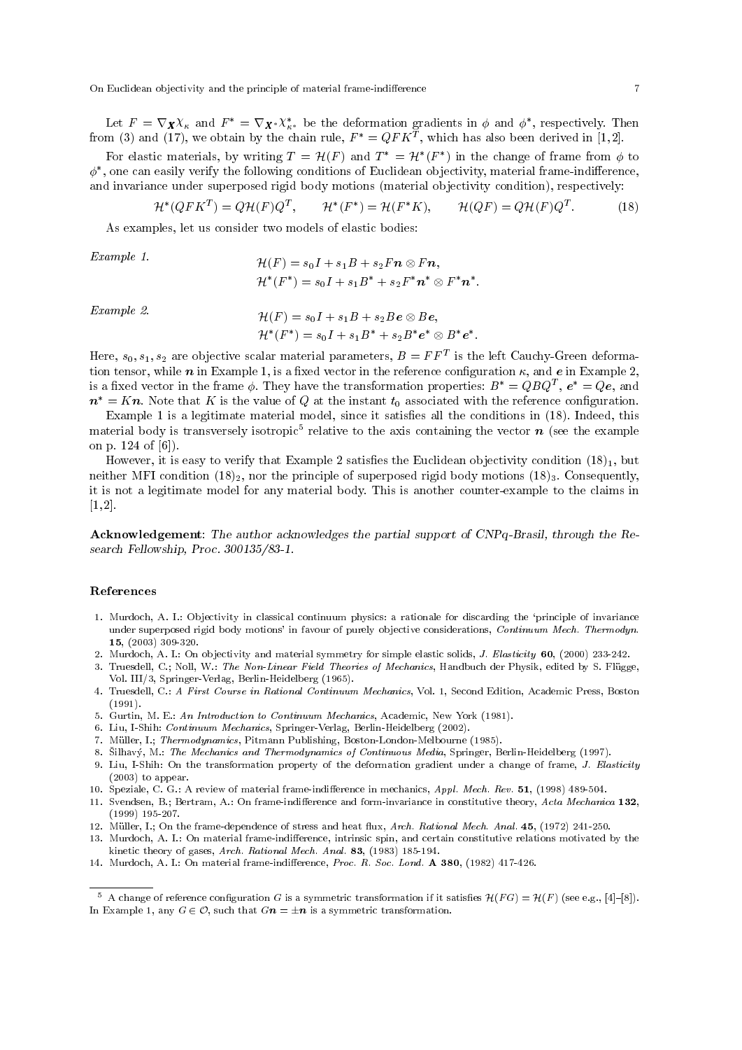Let $F = \nabla_{\boldsymbol{X}} \chi_\kappa$ and $F^* = \nabla_{\boldsymbol{X}^*} \chi^*_{\kappa^*}$ be the deformation gradients in $\phi$ and $\phi^*$, respectively. Then from (3) and (17), we obtain by the chain rule, $F^* = QFK^T$, which has also been derived in [1,2].

For elastic materials, by writing $T = \mathcal{H}(F)$ and $T^* = \mathcal{H}^*(F^*)$ in the change of frame from $\phi$ to $\phi^*$, one can easily verify the following conditions of Euclidean objectivity, material frame-indifference, and invariance under superposed rigid body motions (material objectivity condition), respectively:

$$\mathcal{H}^*(QFK^T) = Q\mathcal{H}(F)Q^T, \qquad \mathcal{H}^*(F^*) = \mathcal{H}(F^*K), \qquad \mathcal{H}(QF) = Q\mathcal{H}(F)Q^T. \tag{18}$$

As examples, let us consider two models of elastic bodies:

*Example 1.*

$$\mathcal{H}(F) = s_0 I + s_1 B + s_2 F\boldsymbol{n} \otimes F\boldsymbol{n},$$
$$\mathcal{H}^*(F^*) = s_0 I + s_1 B^* + s_2 F^*\boldsymbol{n}^* \otimes F^*\boldsymbol{n}^*.$$

*Example 2.*

$$\mathcal{H}(F) = s_0 I + s_1 B + s_2 B\boldsymbol{e} \otimes B\boldsymbol{e},$$
$$\mathcal{H}^*(F^*) = s_0 I + s_1 B^* + s_2 B^*\boldsymbol{e}^* \otimes B^*\boldsymbol{e}^*.$$

Here, $s_0, s_1, s_2$ are objective scalar material parameters, $B = FF^T$ is the left Cauchy-Green deformation tensor, while $\boldsymbol{n}$ in Example 1, is a fixed vector in the reference configuration $\kappa$, and $\boldsymbol{e}$ in Example 2, is a fixed vector in the frame $\phi$. They have the transformation properties: $B^* = QBQ^T$, $\boldsymbol{e}^* = Q\boldsymbol{e}$, and $\boldsymbol{n}^* = K\boldsymbol{n}$. Note that $K$ is the value of $Q$ at the instant $t_0$ associated with the reference configuration.

Example 1 is a legitimate material model, since it satisfies all the conditions in (18). Indeed, this material body is transversely isotropic[5] relative to the axis containing the vector $\boldsymbol{n}$ (see the example on p. 124 of [6]).

However, it is easy to verify that Example 2 satisfies the Euclidean objectivity condition $(18)_1$, but neither MFI condition $(18)_2$, nor the principle of superposed rigid body motions $(18)_3$. Consequently, it is not a legitimate model for any material body. This is another counter-example to the claims in [1,2].

**Acknowledgement**: *The author acknowledges the partial support of CNPq-Brasil, through the Research Fellowship, Proc. 300135/83-1.*

## References

1. Murdoch, A. I.: Objectivity in classical continuum physics: a rationale for discarding the 'principle of invariance under superposed rigid body motions' in favour of purely objective considerations, *Continuum Mech. Thermodyn.* **15**, (2003) 309-320.
2. Murdoch, A. I.: On objectivity and material symmetry for simple elastic solids, *J. Elasticity* **60**, (2000) 233-242.
3. Truesdell, C.; Noll, W.: *The Non-Linear Field Theories of Mechanics*, Handbuch der Physik, edited by S. Flügge, Vol. III/3, Springer-Verlag, Berlin-Heidelberg (1965).
4. Truesdell, C.: *A First Course in Rational Continuum Mechanics*, Vol. 1, Second Edition, Academic Press, Boston (1991).
5. Gurtin, M. E.: *An Introduction to Continuum Mechanics*, Academic, New York (1981).
6. Liu, I-Shih: *Continuum Mechanics*, Springer-Verlag, Berlin-Heidelberg (2002).
7. Müller, I.; *Thermodynamics*, Pitmann Publishing, Boston-London-Melbourne (1985).
8. Šilhavý, M.: *The Mechanics and Thermodynamics of Continuous Media*, Springer, Berlin-Heidelberg (1997).
9. Liu, I-Shih: On the transformation property of the deformation gradient under a change of frame, *J. Elasticity* (2003) to appear.
10. Speziale, C. G.: A review of material frame-indifference in mechanics, *Appl. Mech. Rev.* **51**, (1998) 489-504.
11. Svendsen, B.; Bertram, A.: On frame-indifference and form-invariance in constitutive theory, *Acta Mechanica* **132**, (1999) 195-207.
12. Müller, I.; On the frame-dependence of stress and heat flux, *Arch. Rational Mech. Anal.* **45**, (1972) 241-250.
13. Murdoch, A. I.: On material frame-indifference, intrinsic spin, and certain constitutive relations motivated by the kinetic theory of gases, *Arch. Rational Mech. Anal.* **83**, (1983) 185-194.
14. Murdoch, A. I.: On material frame-indifference, *Proc. R. Soc. Lond.* **A 380**, (1982) 417-426.

---

[5] A change of reference configuration $G$ is a symmetric transformation if it satisfies $\mathcal{H}(FG) = \mathcal{H}(F)$ (see e.g., [4]–[8]). In Example 1, any $G \in \mathcal{O}$, such that $G\boldsymbol{n} = \pm\boldsymbol{n}$ is a symmetric transformation.